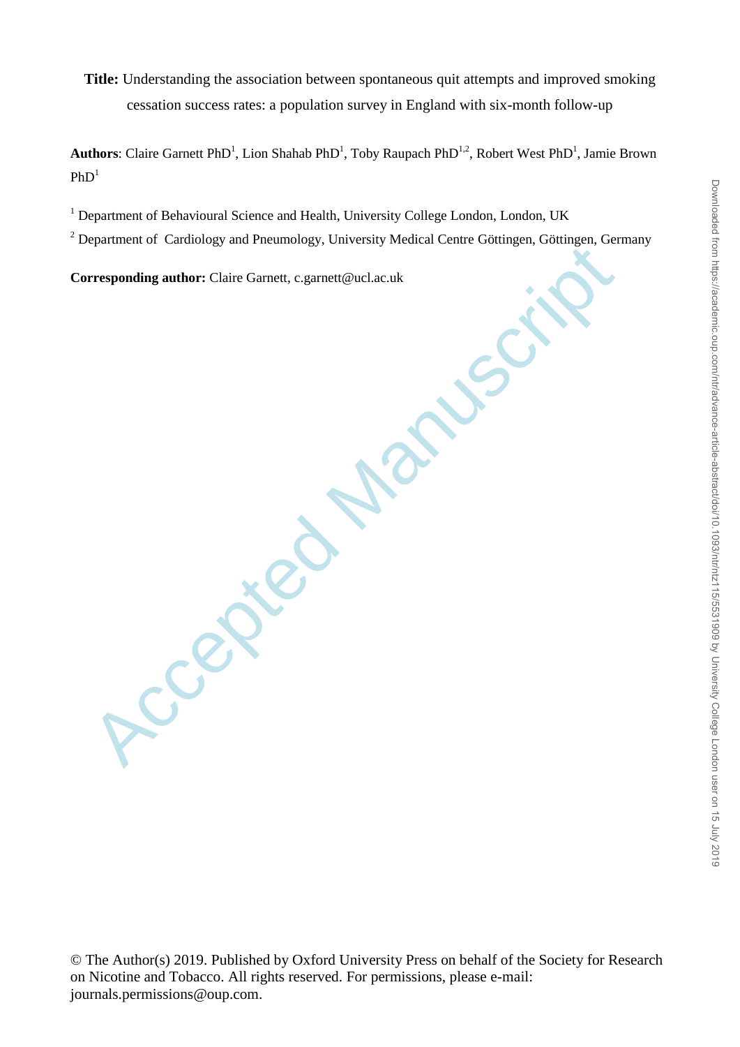**Title:** Understanding the association between spontaneous quit attempts and improved smoking cessation success rates: a population survey in England with six-month follow-up

**Authors**: Claire Garnett PhD[1], Lion Shahab PhD[1], Toby Raupach PhD[1,2], Robert West PhD[1], Jamie Brown PhD[1]

[1] Department of Behavioural Science and Health, University College London, London, UK

[2] Department of Cardiology and Pneumology, University Medical Centre Göttingen, Göttingen, Germany

**Corresponding author:** Claire Garnett, c.garnett@ucl.ac.uk

© The Author(s) 2019. Published by Oxford University Press on behalf of the Society for Research on Nicotine and Tobacco. All rights reserved. For permissions, please e-mail: journals.permissions@oup.com.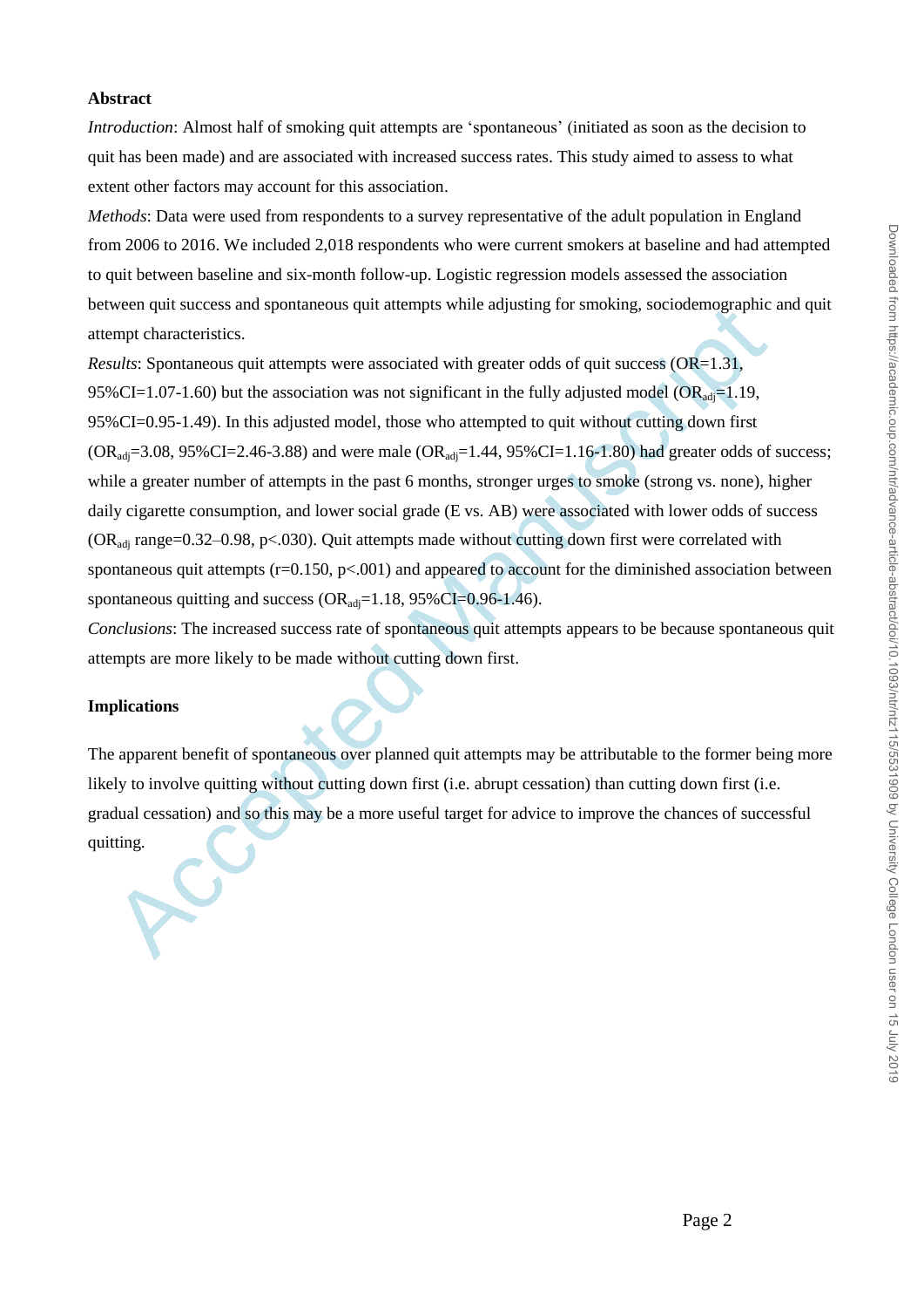**Abstract**

*Introduction*: Almost half of smoking quit attempts are 'spontaneous' (initiated as soon as the decision to quit has been made) and are associated with increased success rates. This study aimed to assess to what extent other factors may account for this association.

*Methods*: Data were used from respondents to a survey representative of the adult population in England from 2006 to 2016. We included 2,018 respondents who were current smokers at baseline and had attempted to quit between baseline and six-month follow-up. Logistic regression models assessed the association between quit success and spontaneous quit attempts while adjusting for smoking, sociodemographic and quit attempt characteristics.

*Results*: Spontaneous quit attempts were associated with greater odds of quit success (OR=1.31, 95%CI=1.07-1.60) but the association was not significant in the fully adjusted model ($OR_{adj}$=1.19, 95%CI=0.95-1.49). In this adjusted model, those who attempted to quit without cutting down first ($OR_{adj}$=3.08, 95%CI=2.46-3.88) and were male ($OR_{adj}$=1.44, 95%CI=1.16-1.80) had greater odds of success; while a greater number of attempts in the past 6 months, stronger urges to smoke (strong vs. none), higher daily cigarette consumption, and lower social grade (E vs. AB) were associated with lower odds of success ($OR_{adj}$ range=0.32–0.98, $p<.030$). Quit attempts made without cutting down first were correlated with spontaneous quit attempts ($r=0.150$, $p<.001$) and appeared to account for the diminished association between spontaneous quitting and success ($OR_{adj}$=1.18, 95%CI=0.96-1.46).

*Conclusions*: The increased success rate of spontaneous quit attempts appears to be because spontaneous quit attempts are more likely to be made without cutting down first.

**Implications**

The apparent benefit of spontaneous over planned quit attempts may be attributable to the former being more likely to involve quitting without cutting down first (i.e. abrupt cessation) than cutting down first (i.e. gradual cessation) and so this may be a more useful target for advice to improve the chances of successful quitting.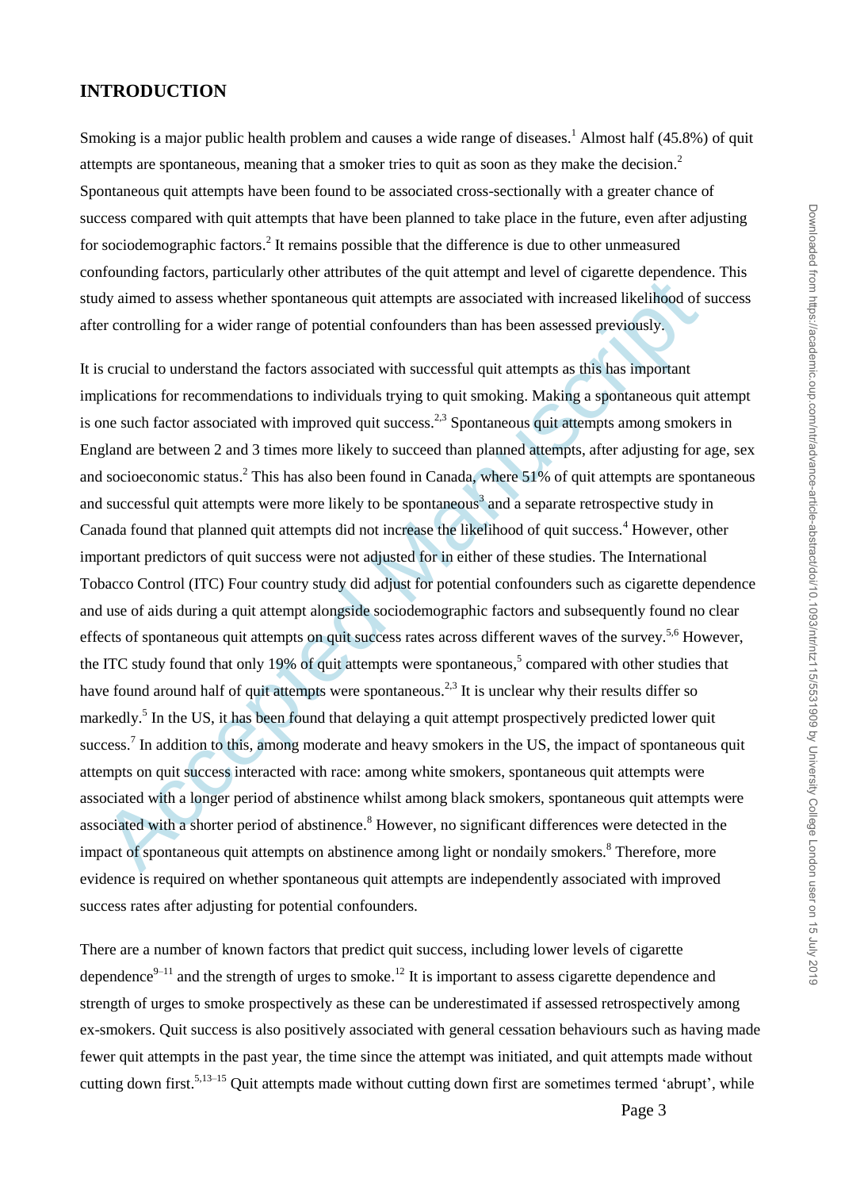## INTRODUCTION

Smoking is a major public health problem and causes a wide range of diseases.[1] Almost half (45.8%) of quit attempts are spontaneous, meaning that a smoker tries to quit as soon as they make the decision.[2] Spontaneous quit attempts have been found to be associated cross-sectionally with a greater chance of success compared with quit attempts that have been planned to take place in the future, even after adjusting for sociodemographic factors.[2] It remains possible that the difference is due to other unmeasured confounding factors, particularly other attributes of the quit attempt and level of cigarette dependence. This study aimed to assess whether spontaneous quit attempts are associated with increased likelihood of success after controlling for a wider range of potential confounders than has been assessed previously.

It is crucial to understand the factors associated with successful quit attempts as this has important implications for recommendations to individuals trying to quit smoking. Making a spontaneous quit attempt is one such factor associated with improved quit success.[2,3] Spontaneous quit attempts among smokers in England are between 2 and 3 times more likely to succeed than planned attempts, after adjusting for age, sex and socioeconomic status.[2] This has also been found in Canada, where 51% of quit attempts are spontaneous and successful quit attempts were more likely to be spontaneous[3] and a separate retrospective study in Canada found that planned quit attempts did not increase the likelihood of quit success.[4] However, other important predictors of quit success were not adjusted for in either of these studies. The International Tobacco Control (ITC) Four country study did adjust for potential confounders such as cigarette dependence and use of aids during a quit attempt alongside sociodemographic factors and subsequently found no clear effects of spontaneous quit attempts on quit success rates across different waves of the survey.[5,6] However, the ITC study found that only 19% of quit attempts were spontaneous,[5] compared with other studies that have found around half of quit attempts were spontaneous.[2,3] It is unclear why their results differ so markedly.[5] In the US, it has been found that delaying a quit attempt prospectively predicted lower quit success.[7] In addition to this, among moderate and heavy smokers in the US, the impact of spontaneous quit attempts on quit success interacted with race: among white smokers, spontaneous quit attempts were associated with a longer period of abstinence whilst among black smokers, spontaneous quit attempts were associated with a shorter period of abstinence.[8] However, no significant differences were detected in the impact of spontaneous quit attempts on abstinence among light or nondaily smokers.[8] Therefore, more evidence is required on whether spontaneous quit attempts are independently associated with improved success rates after adjusting for potential confounders.

There are a number of known factors that predict quit success, including lower levels of cigarette dependence[9–11] and the strength of urges to smoke.[12] It is important to assess cigarette dependence and strength of urges to smoke prospectively as these can be underestimated if assessed retrospectively among ex-smokers. Quit success is also positively associated with general cessation behaviours such as having made fewer quit attempts in the past year, the time since the attempt was initiated, and quit attempts made without cutting down first.[5,13–15] Quit attempts made without cutting down first are sometimes termed 'abrupt', while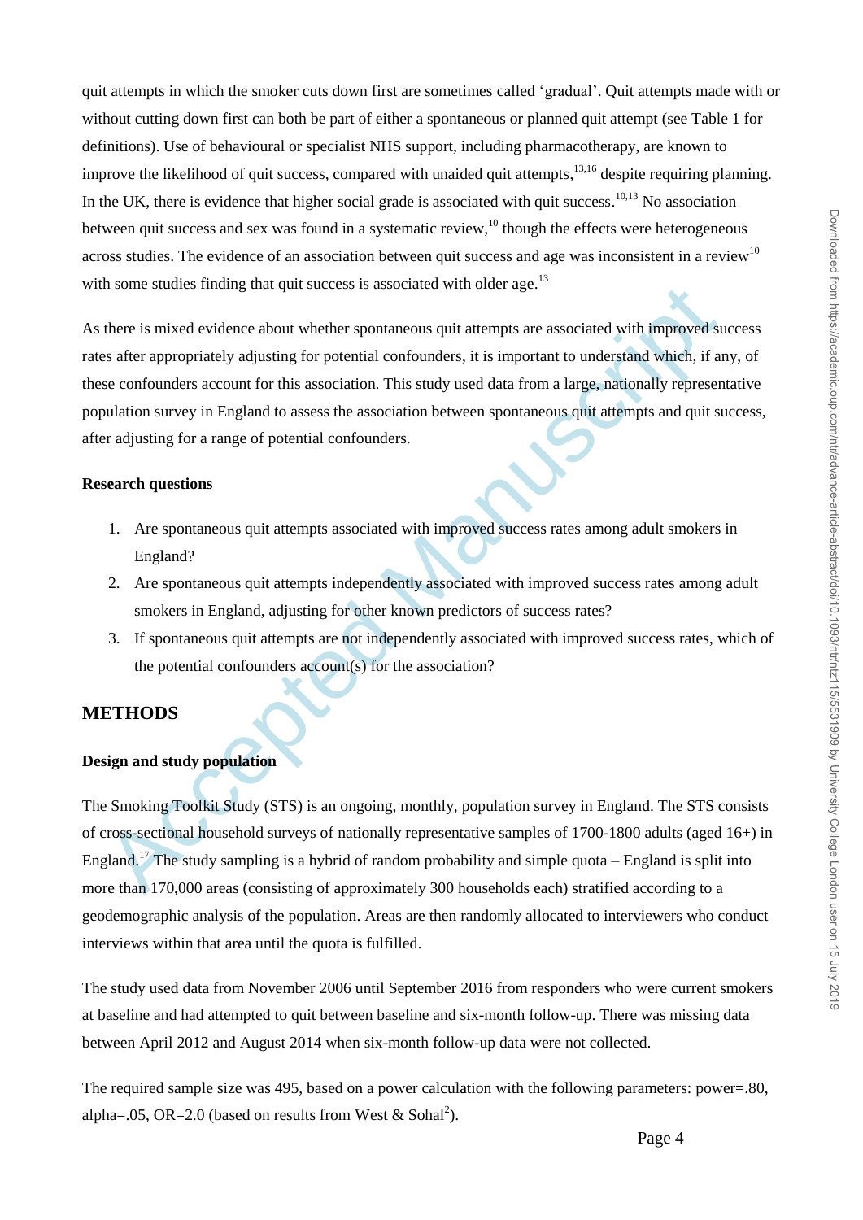quit attempts in which the smoker cuts down first are sometimes called 'gradual'. Quit attempts made with or without cutting down first can both be part of either a spontaneous or planned quit attempt (see Table 1 for definitions). Use of behavioural or specialist NHS support, including pharmacotherapy, are known to improve the likelihood of quit success, compared with unaided quit attempts,[13,16] despite requiring planning. In the UK, there is evidence that higher social grade is associated with quit success.[10,13] No association between quit success and sex was found in a systematic review,[10] though the effects were heterogeneous across studies. The evidence of an association between quit success and age was inconsistent in a review[10] with some studies finding that quit success is associated with older age.[13]

As there is mixed evidence about whether spontaneous quit attempts are associated with improved success rates after appropriately adjusting for potential confounders, it is important to understand which, if any, of these confounders account for this association. This study used data from a large, nationally representative population survey in England to assess the association between spontaneous quit attempts and quit success, after adjusting for a range of potential confounders.

**Research questions**

1. Are spontaneous quit attempts associated with improved success rates among adult smokers in England?
2. Are spontaneous quit attempts independently associated with improved success rates among adult smokers in England, adjusting for other known predictors of success rates?
3. If spontaneous quit attempts are not independently associated with improved success rates, which of the potential confounders account(s) for the association?

## METHODS

**Design and study population**

The Smoking Toolkit Study (STS) is an ongoing, monthly, population survey in England. The STS consists of cross-sectional household surveys of nationally representative samples of 1700-1800 adults (aged 16+) in England.[17] The study sampling is a hybrid of random probability and simple quota – England is split into more than 170,000 areas (consisting of approximately 300 households each) stratified according to a geodemographic analysis of the population. Areas are then randomly allocated to interviewers who conduct interviews within that area until the quota is fulfilled.

The study used data from November 2006 until September 2016 from responders who were current smokers at baseline and had attempted to quit between baseline and six-month follow-up. There was missing data between April 2012 and August 2014 when six-month follow-up data were not collected.

The required sample size was 495, based on a power calculation with the following parameters: power=.80, alpha=.05, OR=2.0 (based on results from West & Sohal[2]).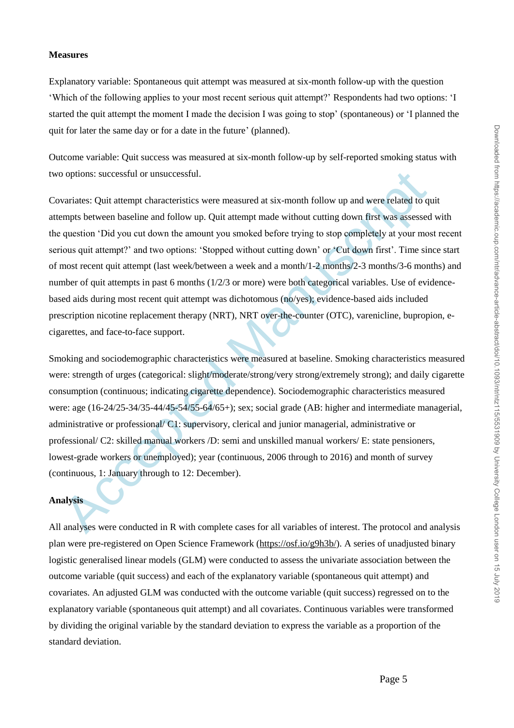**Measures**

Explanatory variable: Spontaneous quit attempt was measured at six-month follow-up with the question 'Which of the following applies to your most recent serious quit attempt?' Respondents had two options: 'I started the quit attempt the moment I made the decision I was going to stop' (spontaneous) or 'I planned the quit for later the same day or for a date in the future' (planned).

Outcome variable: Quit success was measured at six-month follow-up by self-reported smoking status with two options: successful or unsuccessful.

Covariates: Quit attempt characteristics were measured at six-month follow up and were related to quit attempts between baseline and follow up. Quit attempt made without cutting down first was assessed with the question 'Did you cut down the amount you smoked before trying to stop completely at your most recent serious quit attempt?' and two options: 'Stopped without cutting down' or 'Cut down first'. Time since start of most recent quit attempt (last week/between a week and a month/1-2 months/2-3 months/3-6 months) and number of quit attempts in past 6 months (1/2/3 or more) were both categorical variables. Use of evidence-based aids during most recent quit attempt was dichotomous (no/yes); evidence-based aids included prescription nicotine replacement therapy (NRT), NRT over-the-counter (OTC), varenicline, bupropion, e-cigarettes, and face-to-face support.

Smoking and sociodemographic characteristics were measured at baseline. Smoking characteristics measured were: strength of urges (categorical: slight/moderate/strong/very strong/extremely strong); and daily cigarette consumption (continuous; indicating cigarette dependence). Sociodemographic characteristics measured were: age (16-24/25-34/35-44/45-54/55-64/65+); sex; social grade (AB: higher and intermediate managerial, administrative or professional/ C1: supervisory, clerical and junior managerial, administrative or professional/ C2: skilled manual workers /D: semi and unskilled manual workers/ E: state pensioners, lowest-grade workers or unemployed); year (continuous, 2006 through to 2016) and month of survey (continuous, 1: January through to 12: December).

**Analysis**

All analyses were conducted in R with complete cases for all variables of interest. The protocol and analysis plan were pre-registered on Open Science Framework (https://osf.io/g9h3b/). A series of unadjusted binary logistic generalised linear models (GLM) were conducted to assess the univariate association between the outcome variable (quit success) and each of the explanatory variable (spontaneous quit attempt) and covariates. An adjusted GLM was conducted with the outcome variable (quit success) regressed on to the explanatory variable (spontaneous quit attempt) and all covariates. Continuous variables were transformed by dividing the original variable by the standard deviation to express the variable as a proportion of the standard deviation.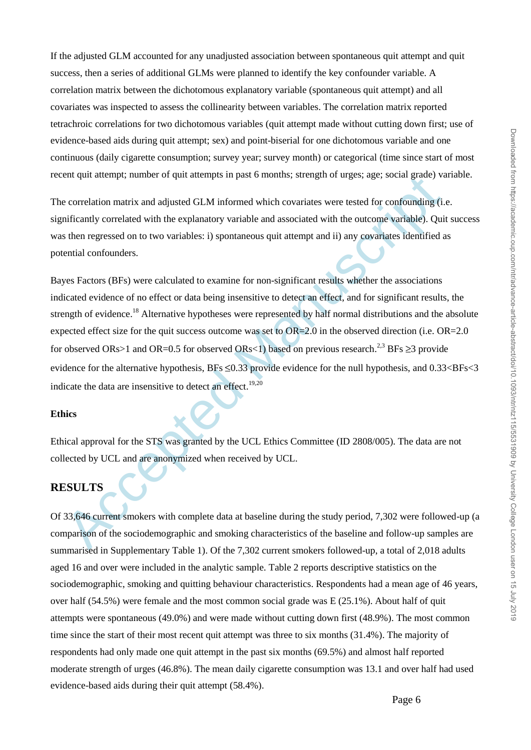If the adjusted GLM accounted for any unadjusted association between spontaneous quit attempt and quit success, then a series of additional GLMs were planned to identify the key confounder variable. A correlation matrix between the dichotomous explanatory variable (spontaneous quit attempt) and all covariates was inspected to assess the collinearity between variables. The correlation matrix reported tetrachroic correlations for two dichotomous variables (quit attempt made without cutting down first; use of evidence-based aids during quit attempt; sex) and point-biserial for one dichotomous variable and one continuous (daily cigarette consumption; survey year; survey month) or categorical (time since start of most recent quit attempt; number of quit attempts in past 6 months; strength of urges; age; social grade) variable.

The correlation matrix and adjusted GLM informed which covariates were tested for confounding (i.e. significantly correlated with the explanatory variable and associated with the outcome variable). Quit success was then regressed on to two variables: i) spontaneous quit attempt and ii) any covariates identified as potential confounders.

Bayes Factors (BFs) were calculated to examine for non-significant results whether the associations indicated evidence of no effect or data being insensitive to detect an effect, and for significant results, the strength of evidence.[18] Alternative hypotheses were represented by half normal distributions and the absolute expected effect size for the quit success outcome was set to OR=2.0 in the observed direction (i.e. OR=2.0 for observed ORs>1 and OR=0.5 for observed ORs<1) based on previous research.[2,3] BFs ≥3 provide evidence for the alternative hypothesis, BFs ≤0.33 provide evidence for the null hypothesis, and 0.33<BFs<3 indicate the data are insensitive to detect an effect.[19,20]

### Ethics

Ethical approval for the STS was granted by the UCL Ethics Committee (ID 2808/005). The data are not collected by UCL and are anonymized when received by UCL.

## RESULTS

Of 33,646 current smokers with complete data at baseline during the study period, 7,302 were followed-up (a comparison of the sociodemographic and smoking characteristics of the baseline and follow-up samples are summarised in Supplementary Table 1). Of the 7,302 current smokers followed-up, a total of 2,018 adults aged 16 and over were included in the analytic sample. Table 2 reports descriptive statistics on the sociodemographic, smoking and quitting behaviour characteristics. Respondents had a mean age of 46 years, over half (54.5%) were female and the most common social grade was E (25.1%). About half of quit attempts were spontaneous (49.0%) and were made without cutting down first (48.9%). The most common time since the start of their most recent quit attempt was three to six months (31.4%). The majority of respondents had only made one quit attempt in the past six months (69.5%) and almost half reported moderate strength of urges (46.8%). The mean daily cigarette consumption was 13.1 and over half had used evidence-based aids during their quit attempt (58.4%).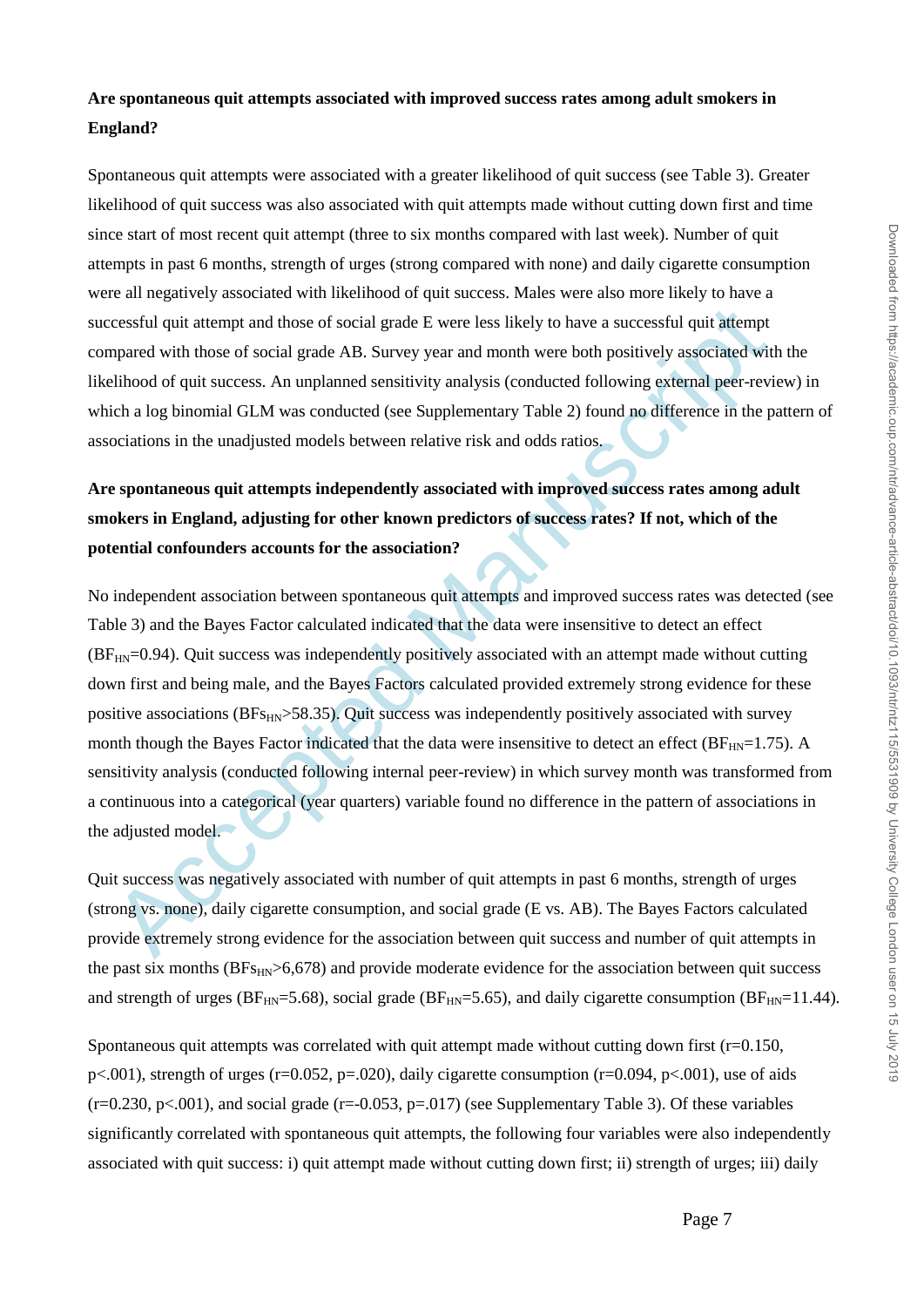**Are spontaneous quit attempts associated with improved success rates among adult smokers in England?**

Spontaneous quit attempts were associated with a greater likelihood of quit success (see Table 3). Greater likelihood of quit success was also associated with quit attempts made without cutting down first and time since start of most recent quit attempt (three to six months compared with last week). Number of quit attempts in past 6 months, strength of urges (strong compared with none) and daily cigarette consumption were all negatively associated with likelihood of quit success. Males were also more likely to have a successful quit attempt and those of social grade E were less likely to have a successful quit attempt compared with those of social grade AB. Survey year and month were both positively associated with the likelihood of quit success. An unplanned sensitivity analysis (conducted following external peer-review) in which a log binomial GLM was conducted (see Supplementary Table 2) found no difference in the pattern of associations in the unadjusted models between relative risk and odds ratios.

**Are spontaneous quit attempts independently associated with improved success rates among adult smokers in England, adjusting for other known predictors of success rates? If not, which of the potential confounders accounts for the association?**

No independent association between spontaneous quit attempts and improved success rates was detected (see Table 3) and the Bayes Factor calculated indicated that the data were insensitive to detect an effect ($BF_{HN}$=0.94). Quit success was independently positively associated with an attempt made without cutting down first and being male, and the Bayes Factors calculated provided extremely strong evidence for these positive associations ($BFs_{HN}$>58.35). Quit success was independently positively associated with survey month though the Bayes Factor indicated that the data were insensitive to detect an effect ($BF_{HN}$=1.75). A sensitivity analysis (conducted following internal peer-review) in which survey month was transformed from a continuous into a categorical (year quarters) variable found no difference in the pattern of associations in the adjusted model.

Quit success was negatively associated with number of quit attempts in past 6 months, strength of urges (strong vs. none), daily cigarette consumption, and social grade (E vs. AB). The Bayes Factors calculated provide extremely strong evidence for the association between quit success and number of quit attempts in the past six months ($BFs_{HN}$>6,678) and provide moderate evidence for the association between quit success and strength of urges ($BF_{HN}$=5.68), social grade ($BF_{HN}$=5.65), and daily cigarette consumption ($BF_{HN}$=11.44).

Spontaneous quit attempts was correlated with quit attempt made without cutting down first (r=0.150, p<.001), strength of urges (r=0.052, p=.020), daily cigarette consumption (r=0.094, p<.001), use of aids (r=0.230, p<.001), and social grade (r=-0.053, p=.017) (see Supplementary Table 3). Of these variables significantly correlated with spontaneous quit attempts, the following four variables were also independently associated with quit success: i) quit attempt made without cutting down first; ii) strength of urges; iii) daily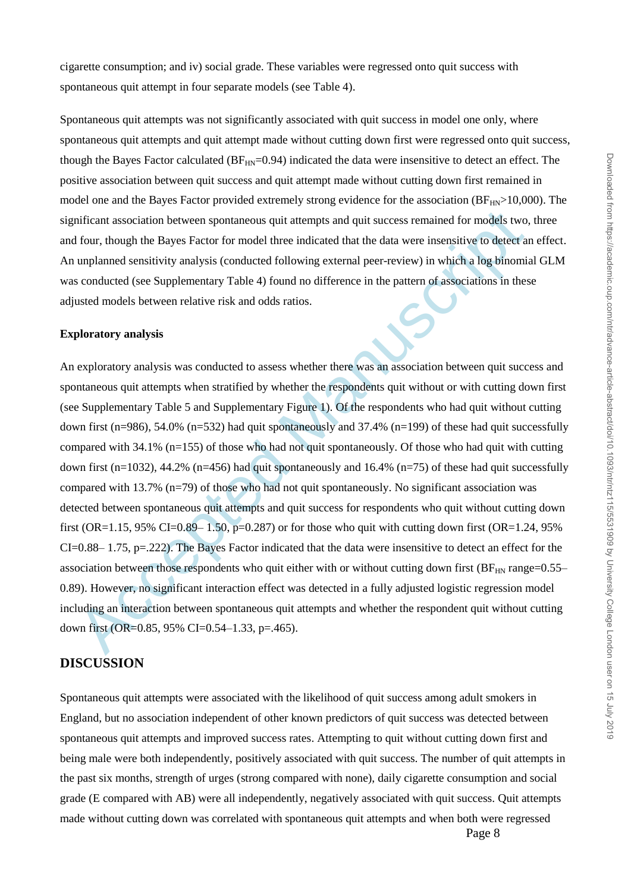cigarette consumption; and iv) social grade. These variables were regressed onto quit success with spontaneous quit attempt in four separate models (see Table 4).

Spontaneous quit attempts was not significantly associated with quit success in model one only, where spontaneous quit attempts and quit attempt made without cutting down first were regressed onto quit success, though the Bayes Factor calculated ($BF_{HN}$=0.94) indicated the data were insensitive to detect an effect. The positive association between quit success and quit attempt made without cutting down first remained in model one and the Bayes Factor provided extremely strong evidence for the association ($BF_{HN}$>10,000). The significant association between spontaneous quit attempts and quit success remained for models two, three and four, though the Bayes Factor for model three indicated that the data were insensitive to detect an effect. An unplanned sensitivity analysis (conducted following external peer-review) in which a log binomial GLM was conducted (see Supplementary Table 4) found no difference in the pattern of associations in these adjusted models between relative risk and odds ratios.

**Exploratory analysis**

An exploratory analysis was conducted to assess whether there was an association between quit success and spontaneous quit attempts when stratified by whether the respondents quit without or with cutting down first (see Supplementary Table 5 and Supplementary Figure 1). Of the respondents who had quit without cutting down first (n=986), 54.0% (n=532) had quit spontaneously and 37.4% (n=199) of these had quit successfully compared with 34.1% (n=155) of those who had not quit spontaneously. Of those who had quit with cutting down first (n=1032), 44.2% (n=456) had quit spontaneously and 16.4% (n=75) of these had quit successfully compared with 13.7% (n=79) of those who had not quit spontaneously. No significant association was detected between spontaneous quit attempts and quit success for respondents who quit without cutting down first (OR=1.15, 95% CI=0.89– 1.50, p=0.287) or for those who quit with cutting down first (OR=1.24, 95% CI=0.88– 1.75, p=.222). The Bayes Factor indicated that the data were insensitive to detect an effect for the association between those respondents who quit either with or without cutting down first ($BF_{HN}$ range=0.55–0.89). However, no significant interaction effect was detected in a fully adjusted logistic regression model including an interaction between spontaneous quit attempts and whether the respondent quit without cutting down first (OR=0.85, 95% CI=0.54–1.33, p=.465).

## DISCUSSION

Spontaneous quit attempts were associated with the likelihood of quit success among adult smokers in England, but no association independent of other known predictors of quit success was detected between spontaneous quit attempts and improved success rates. Attempting to quit without cutting down first and being male were both independently, positively associated with quit success. The number of quit attempts in the past six months, strength of urges (strong compared with none), daily cigarette consumption and social grade (E compared with AB) were all independently, negatively associated with quit success. Quit attempts made without cutting down was correlated with spontaneous quit attempts and when both were regressed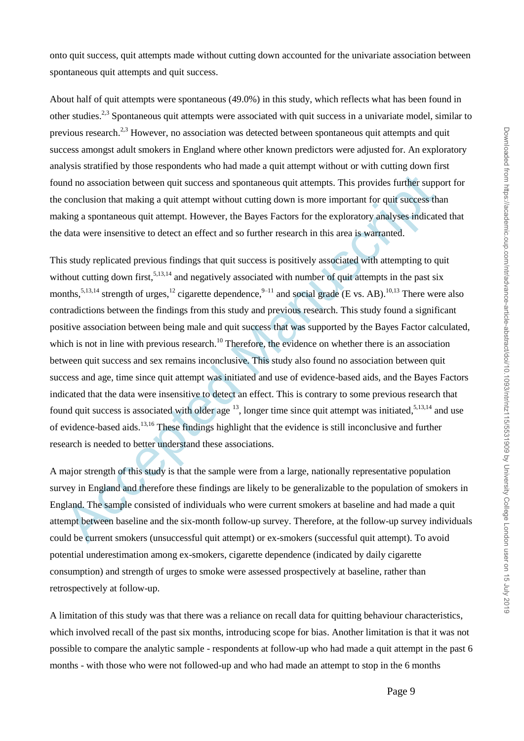onto quit success, quit attempts made without cutting down accounted for the univariate association between spontaneous quit attempts and quit success.

About half of quit attempts were spontaneous (49.0%) in this study, which reflects what has been found in other studies.[2,3] Spontaneous quit attempts were associated with quit success in a univariate model, similar to previous research.[2,3] However, no association was detected between spontaneous quit attempts and quit success amongst adult smokers in England where other known predictors were adjusted for. An exploratory analysis stratified by those respondents who had made a quit attempt without or with cutting down first found no association between quit success and spontaneous quit attempts. This provides further support for the conclusion that making a quit attempt without cutting down is more important for quit success than making a spontaneous quit attempt. However, the Bayes Factors for the exploratory analyses indicated that the data were insensitive to detect an effect and so further research in this area is warranted.

This study replicated previous findings that quit success is positively associated with attempting to quit without cutting down first,[5,13,14] and negatively associated with number of quit attempts in the past six months,[5,13,14] strength of urges,[12] cigarette dependence,[9–11] and social grade (E vs. AB).[10,13] There were also contradictions between the findings from this study and previous research. This study found a significant positive association between being male and quit success that was supported by the Bayes Factor calculated, which is not in line with previous research.[10] Therefore, the evidence on whether there is an association between quit success and sex remains inconclusive. This study also found no association between quit success and age, time since quit attempt was initiated and use of evidence-based aids, and the Bayes Factors indicated that the data were insensitive to detect an effect. This is contrary to some previous research that found quit success is associated with older age [13], longer time since quit attempt was initiated,[5,13,14] and use of evidence-based aids.[13,16] These findings highlight that the evidence is still inconclusive and further research is needed to better understand these associations.

A major strength of this study is that the sample were from a large, nationally representative population survey in England and therefore these findings are likely to be generalizable to the population of smokers in England. The sample consisted of individuals who were current smokers at baseline and had made a quit attempt between baseline and the six-month follow-up survey. Therefore, at the follow-up survey individuals could be current smokers (unsuccessful quit attempt) or ex-smokers (successful quit attempt). To avoid potential underestimation among ex-smokers, cigarette dependence (indicated by daily cigarette consumption) and strength of urges to smoke were assessed prospectively at baseline, rather than retrospectively at follow-up.

A limitation of this study was that there was a reliance on recall data for quitting behaviour characteristics, which involved recall of the past six months, introducing scope for bias. Another limitation is that it was not possible to compare the analytic sample - respondents at follow-up who had made a quit attempt in the past 6 months - with those who were not followed-up and who had made an attempt to stop in the 6 months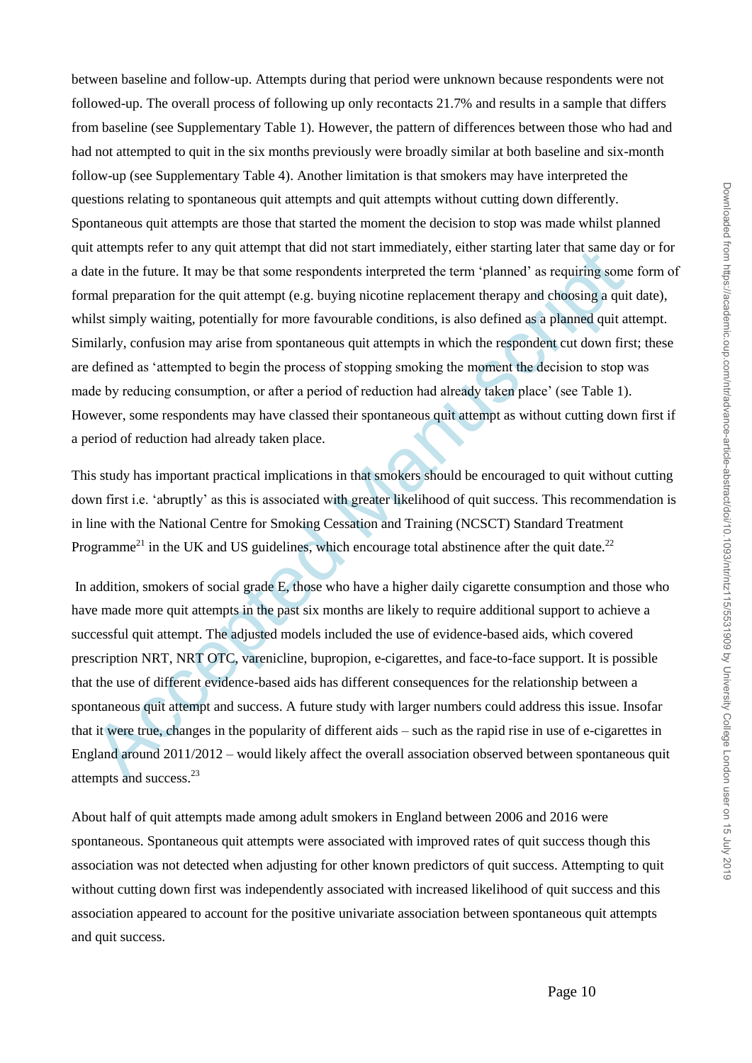between baseline and follow-up. Attempts during that period were unknown because respondents were not followed-up. The overall process of following up only recontacts 21.7% and results in a sample that differs from baseline (see Supplementary Table 1). However, the pattern of differences between those who had and had not attempted to quit in the six months previously were broadly similar at both baseline and six-month follow-up (see Supplementary Table 4). Another limitation is that smokers may have interpreted the questions relating to spontaneous quit attempts and quit attempts without cutting down differently. Spontaneous quit attempts are those that started the moment the decision to stop was made whilst planned quit attempts refer to any quit attempt that did not start immediately, either starting later that same day or for a date in the future. It may be that some respondents interpreted the term 'planned' as requiring some form of formal preparation for the quit attempt (e.g. buying nicotine replacement therapy and choosing a quit date), whilst simply waiting, potentially for more favourable conditions, is also defined as a planned quit attempt. Similarly, confusion may arise from spontaneous quit attempts in which the respondent cut down first; these are defined as 'attempted to begin the process of stopping smoking the moment the decision to stop was made by reducing consumption, or after a period of reduction had already taken place' (see Table 1). However, some respondents may have classed their spontaneous quit attempt as without cutting down first if a period of reduction had already taken place.

This study has important practical implications in that smokers should be encouraged to quit without cutting down first i.e. 'abruptly' as this is associated with greater likelihood of quit success. This recommendation is in line with the National Centre for Smoking Cessation and Training (NCSCT) Standard Treatment Programme[21] in the UK and US guidelines, which encourage total abstinence after the quit date.[22]

In addition, smokers of social grade E, those who have a higher daily cigarette consumption and those who have made more quit attempts in the past six months are likely to require additional support to achieve a successful quit attempt. The adjusted models included the use of evidence-based aids, which covered prescription NRT, NRT OTC, varenicline, bupropion, e-cigarettes, and face-to-face support. It is possible that the use of different evidence-based aids has different consequences for the relationship between a spontaneous quit attempt and success. A future study with larger numbers could address this issue. Insofar that it were true, changes in the popularity of different aids – such as the rapid rise in use of e-cigarettes in England around 2011/2012 – would likely affect the overall association observed between spontaneous quit attempts and success.[23]

About half of quit attempts made among adult smokers in England between 2006 and 2016 were spontaneous. Spontaneous quit attempts were associated with improved rates of quit success though this association was not detected when adjusting for other known predictors of quit success. Attempting to quit without cutting down first was independently associated with increased likelihood of quit success and this association appeared to account for the positive univariate association between spontaneous quit attempts and quit success.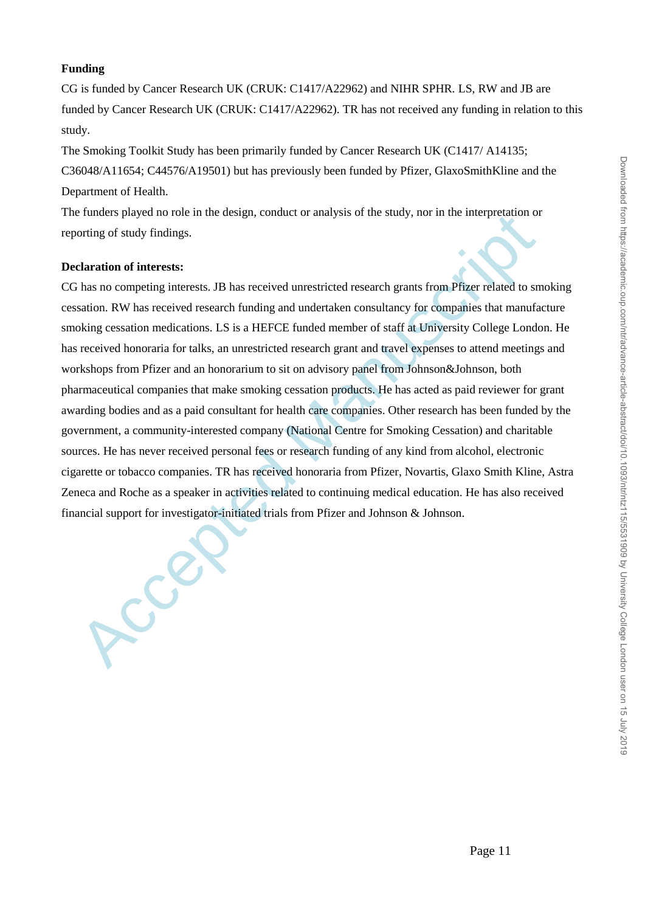**Funding**

CG is funded by Cancer Research UK (CRUK: C1417/A22962) and NIHR SPHR. LS, RW and JB are funded by Cancer Research UK (CRUK: C1417/A22962). TR has not received any funding in relation to this study.

The Smoking Toolkit Study has been primarily funded by Cancer Research UK (C1417/ A14135; C36048/A11654; C44576/A19501) but has previously been funded by Pfizer, GlaxoSmithKline and the Department of Health.

The funders played no role in the design, conduct or analysis of the study, nor in the interpretation or reporting of study findings.

**Declaration of interests:**

CG has no competing interests. JB has received unrestricted research grants from Pfizer related to smoking cessation. RW has received research funding and undertaken consultancy for companies that manufacture smoking cessation medications. LS is a HEFCE funded member of staff at University College London. He has received honoraria for talks, an unrestricted research grant and travel expenses to attend meetings and workshops from Pfizer and an honorarium to sit on advisory panel from Johnson&Johnson, both pharmaceutical companies that make smoking cessation products. He has acted as paid reviewer for grant awarding bodies and as a paid consultant for health care companies. Other research has been funded by the government, a community-interested company (National Centre for Smoking Cessation) and charitable sources. He has never received personal fees or research funding of any kind from alcohol, electronic cigarette or tobacco companies. TR has received honoraria from Pfizer, Novartis, Glaxo Smith Kline, Astra Zeneca and Roche as a speaker in activities related to continuing medical education. He has also received financial support for investigator-initiated trials from Pfizer and Johnson & Johnson.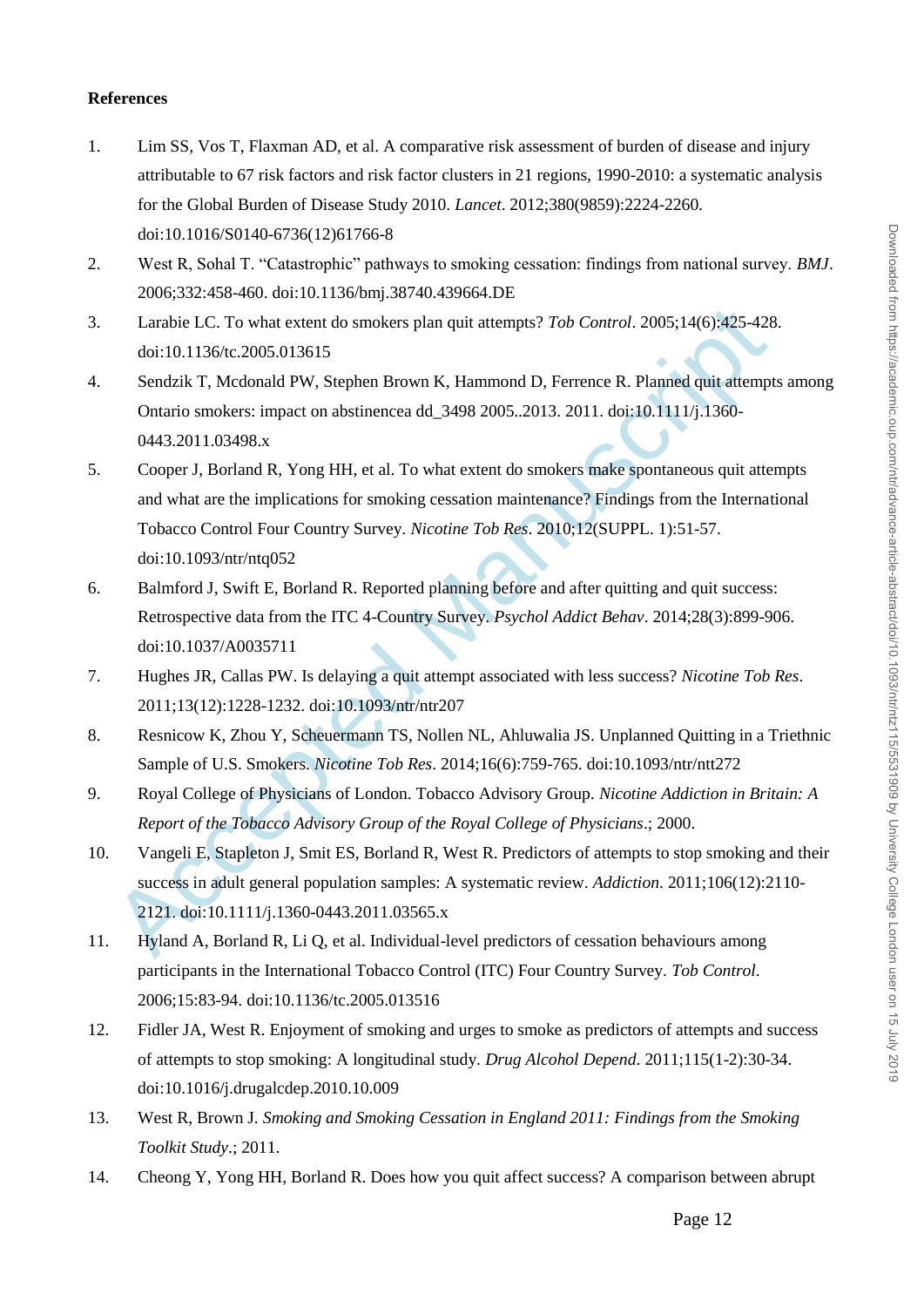**References**

1. Lim SS, Vos T, Flaxman AD, et al. A comparative risk assessment of burden of disease and injury attributable to 67 risk factors and risk factor clusters in 21 regions, 1990-2010: a systematic analysis for the Global Burden of Disease Study 2010. *Lancet*. 2012;380(9859):2224-2260. doi:10.1016/S0140-6736(12)61766-8
2. West R, Sohal T. "Catastrophic" pathways to smoking cessation: findings from national survey. *BMJ*. 2006;332:458-460. doi:10.1136/bmj.38740.439664.DE
3. Larabie LC. To what extent do smokers plan quit attempts? *Tob Control*. 2005;14(6):425-428. doi:10.1136/tc.2005.013615
4. Sendzik T, Mcdonald PW, Stephen Brown K, Hammond D, Ferrence R. Planned quit attempts among Ontario smokers: impact on abstinencea dd_3498 2005..2013. 2011. doi:10.1111/j.1360-0443.2011.03498.x
5. Cooper J, Borland R, Yong HH, et al. To what extent do smokers make spontaneous quit attempts and what are the implications for smoking cessation maintenance? Findings from the International Tobacco Control Four Country Survey. *Nicotine Tob Res*. 2010;12(SUPPL. 1):51-57. doi:10.1093/ntr/ntq052
6. Balmford J, Swift E, Borland R. Reported planning before and after quitting and quit success: Retrospective data from the ITC 4-Country Survey. *Psychol Addict Behav*. 2014;28(3):899-906. doi:10.1037/A0035711
7. Hughes JR, Callas PW. Is delaying a quit attempt associated with less success? *Nicotine Tob Res*. 2011;13(12):1228-1232. doi:10.1093/ntr/ntr207
8. Resnicow K, Zhou Y, Scheuermann TS, Nollen NL, Ahluwalia JS. Unplanned Quitting in a Triethnic Sample of U.S. Smokers. *Nicotine Tob Res*. 2014;16(6):759-765. doi:10.1093/ntr/ntt272
9. Royal College of Physicians of London. Tobacco Advisory Group. *Nicotine Addiction in Britain: A Report of the Tobacco Advisory Group of the Royal College of Physicians*.; 2000.
10. Vangeli E, Stapleton J, Smit ES, Borland R, West R. Predictors of attempts to stop smoking and their success in adult general population samples: A systematic review. *Addiction*. 2011;106(12):2110-2121. doi:10.1111/j.1360-0443.2011.03565.x
11. Hyland A, Borland R, Li Q, et al. Individual-level predictors of cessation behaviours among participants in the International Tobacco Control (ITC) Four Country Survey. *Tob Control*. 2006;15:83-94. doi:10.1136/tc.2005.013516
12. Fidler JA, West R. Enjoyment of smoking and urges to smoke as predictors of attempts and success of attempts to stop smoking: A longitudinal study. *Drug Alcohol Depend*. 2011;115(1-2):30-34. doi:10.1016/j.drugalcdep.2010.10.009
13. West R, Brown J. *Smoking and Smoking Cessation in England 2011: Findings from the Smoking Toolkit Study*.; 2011.
14. Cheong Y, Yong HH, Borland R. Does how you quit affect success? A comparison between abrupt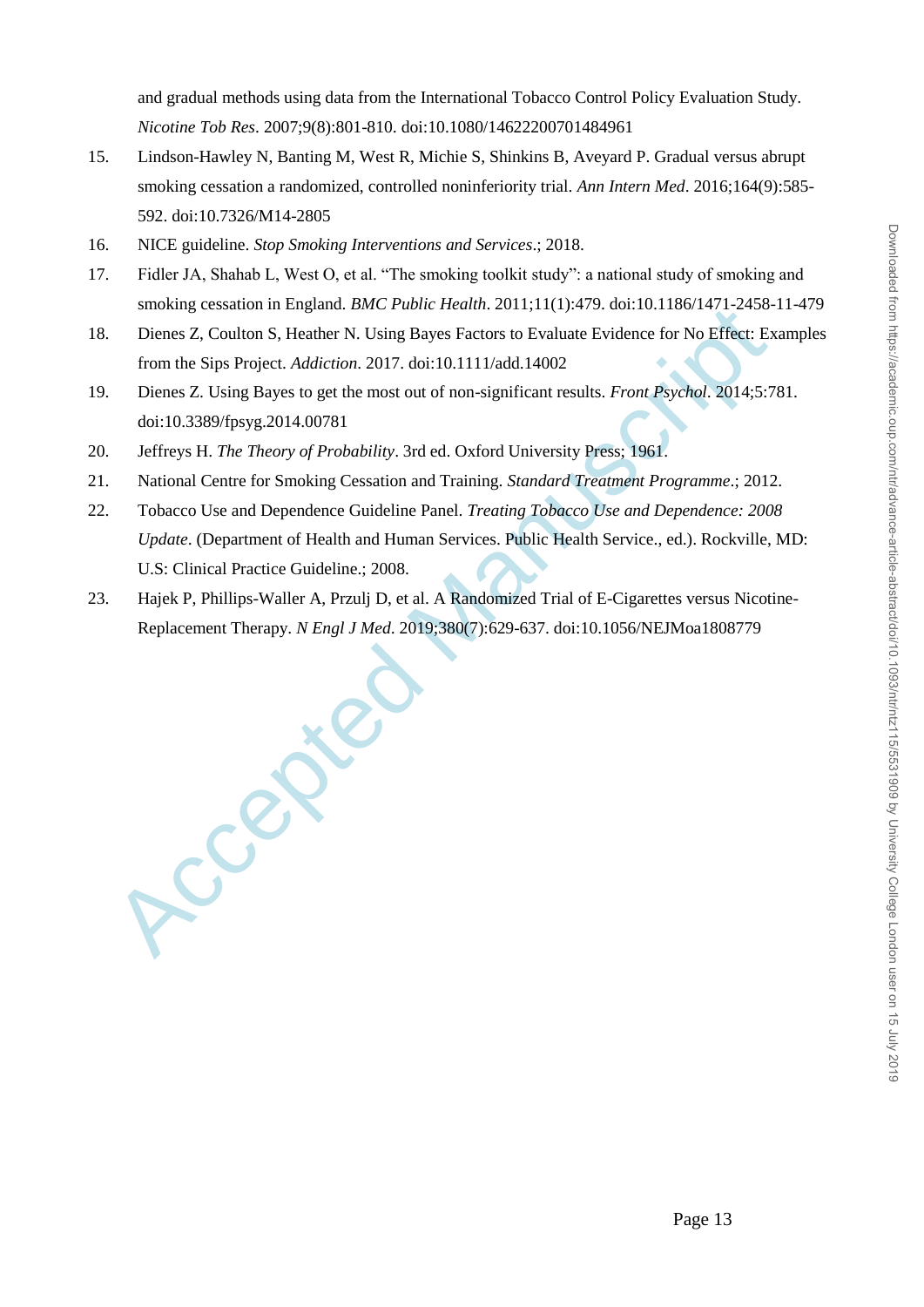and gradual methods using data from the International Tobacco Control Policy Evaluation Study. *Nicotine Tob Res*. 2007;9(8):801-810. doi:10.1080/14622200701484961

15. Lindson-Hawley N, Banting M, West R, Michie S, Shinkins B, Aveyard P. Gradual versus abrupt smoking cessation a randomized, controlled noninferiority trial. *Ann Intern Med*. 2016;164(9):585-592. doi:10.7326/M14-2805
16. NICE guideline. *Stop Smoking Interventions and Services*.; 2018.
17. Fidler JA, Shahab L, West O, et al. "The smoking toolkit study": a national study of smoking and smoking cessation in England. *BMC Public Health*. 2011;11(1):479. doi:10.1186/1471-2458-11-479
18. Dienes Z, Coulton S, Heather N. Using Bayes Factors to Evaluate Evidence for No Effect: Examples from the Sips Project. *Addiction*. 2017. doi:10.1111/add.14002
19. Dienes Z. Using Bayes to get the most out of non-significant results. *Front Psychol*. 2014;5:781. doi:10.3389/fpsyg.2014.00781
20. Jeffreys H. *The Theory of Probability*. 3rd ed. Oxford University Press; 1961.
21. National Centre for Smoking Cessation and Training. *Standard Treatment Programme*.; 2012.
22. Tobacco Use and Dependence Guideline Panel. *Treating Tobacco Use and Dependence: 2008 Update*. (Department of Health and Human Services. Public Health Service., ed.). Rockville, MD: U.S: Clinical Practice Guideline.; 2008.
23. Hajek P, Phillips-Waller A, Przulj D, et al. A Randomized Trial of E-Cigarettes versus Nicotine-Replacement Therapy. *N Engl J Med*. 2019;380(7):629-637. doi:10.1056/NEJMoa1808779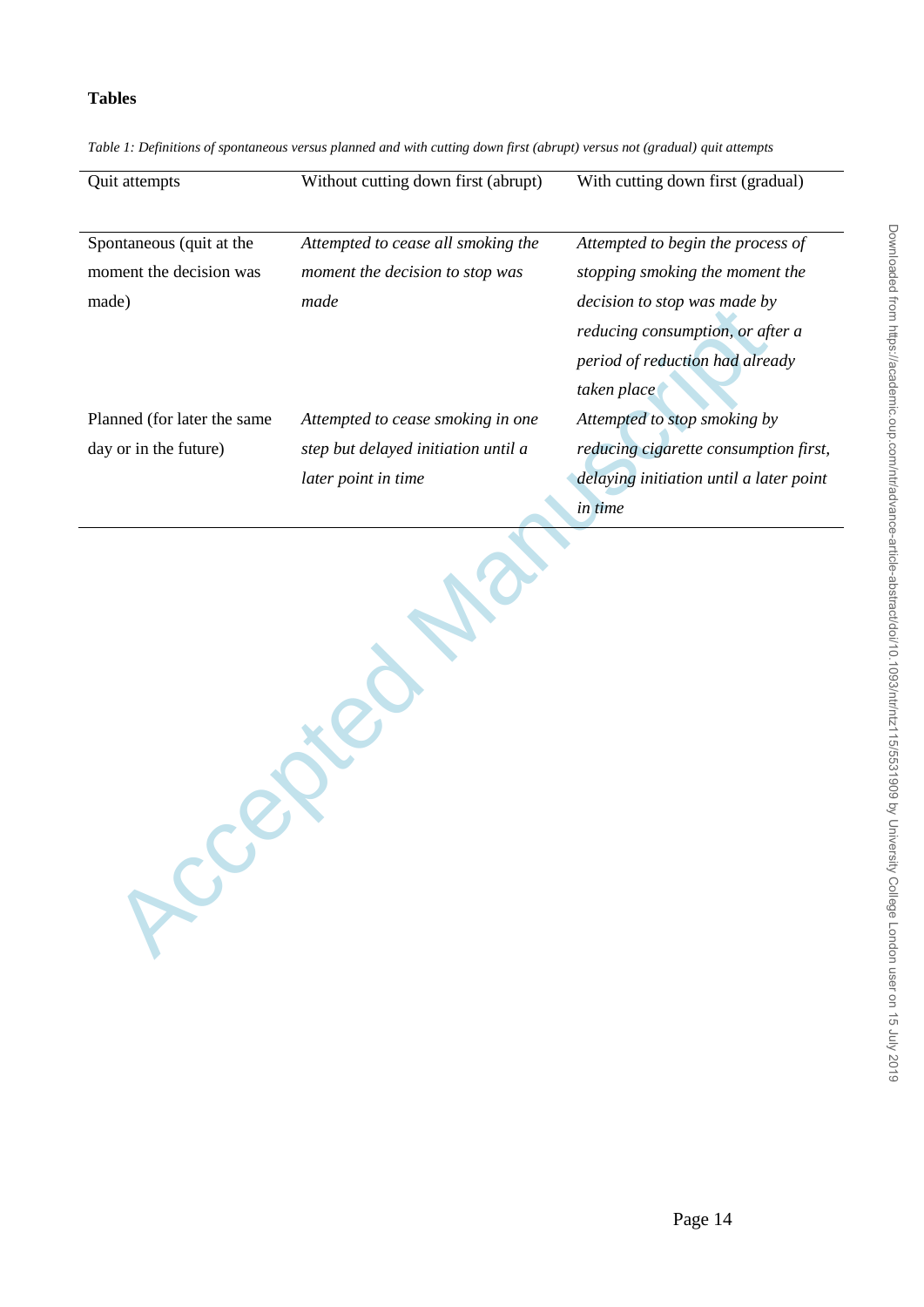**Tables**

*Table 1: Definitions of spontaneous versus planned and with cutting down first (abrupt) versus not (gradual) quit attempts*

| Quit attempts | Without cutting down first (abrupt) | With cutting down first (gradual) |
|---|---|---|
| Spontaneous (quit at the moment the decision was made) | *Attempted to cease all smoking the moment the decision to stop was made* | *Attempted to begin the process of stopping smoking the moment the decision to stop was made by reducing consumption, or after a period of reduction had already taken place* |
| Planned (for later the same day or in the future) | *Attempted to cease smoking in one step but delayed initiation until a later point in time* | *Attempted to stop smoking by reducing cigarette consumption first, delaying initiation until a later point in time* |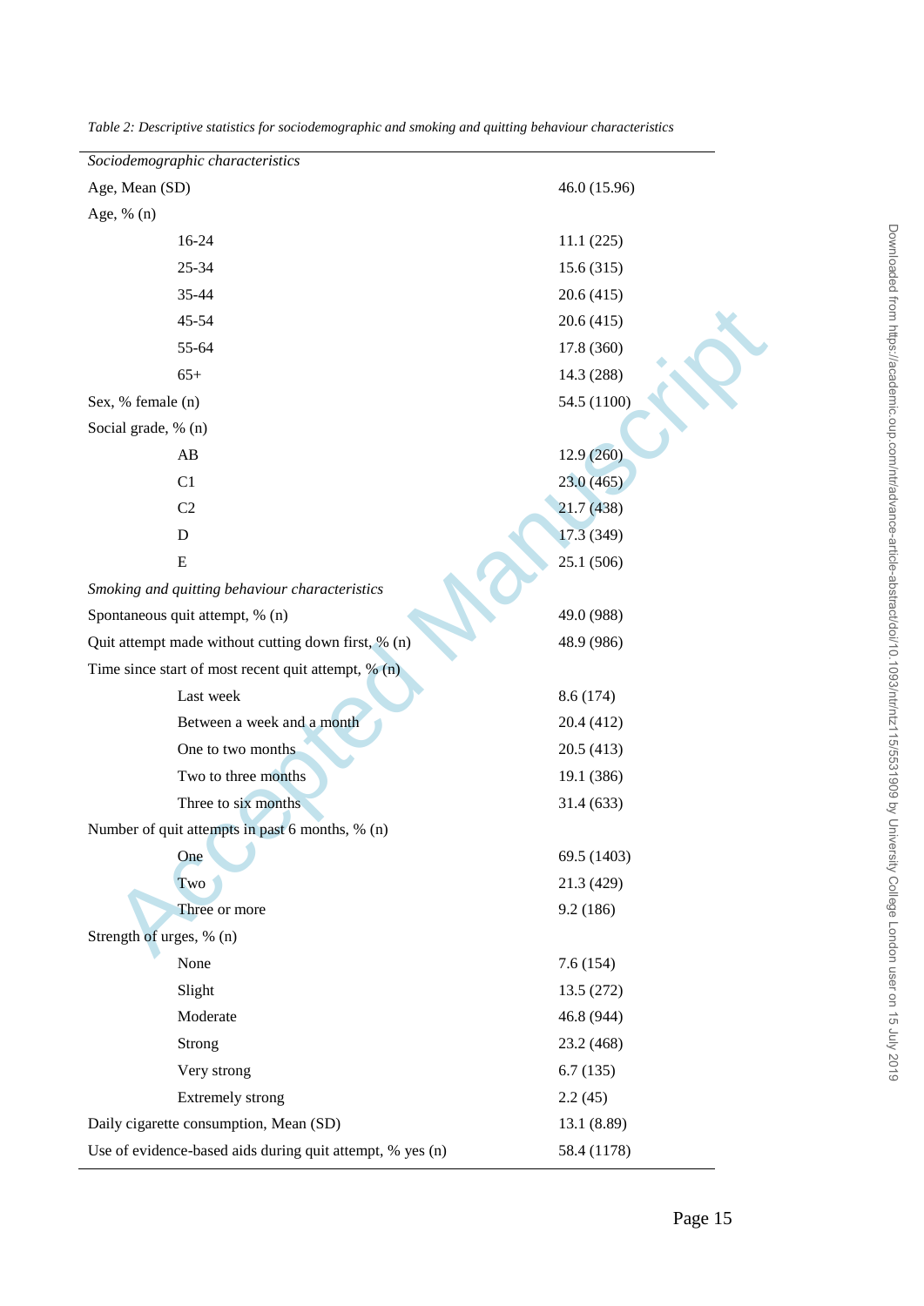*Table 2: Descriptive statistics for sociodemographic and smoking and quitting behaviour characteristics*

| | |
|---|---|
| *Sociodemographic characteristics* | |
| Age, Mean (SD) | 46.0 (15.96) |
| Age, % (n) | |
| 16-24 | 11.1 (225) |
| 25-34 | 15.6 (315) |
| 35-44 | 20.6 (415) |
| 45-54 | 20.6 (415) |
| 55-64 | 17.8 (360) |
| 65+ | 14.3 (288) |
| Sex, % female (n) | 54.5 (1100) |
| Social grade, % (n) | |
| AB | 12.9 (260) |
| C1 | 23.0 (465) |
| C2 | 21.7 (438) |
| D | 17.3 (349) |
| E | 25.1 (506) |
| *Smoking and quitting behaviour characteristics* | |
| Spontaneous quit attempt, % (n) | 49.0 (988) |
| Quit attempt made without cutting down first, % (n) | 48.9 (986) |
| Time since start of most recent quit attempt, % (n) | |
| Last week | 8.6 (174) |
| Between a week and a month | 20.4 (412) |
| One to two months | 20.5 (413) |
| Two to three months | 19.1 (386) |
| Three to six months | 31.4 (633) |
| Number of quit attempts in past 6 months, % (n) | |
| One | 69.5 (1403) |
| Two | 21.3 (429) |
| Three or more | 9.2 (186) |
| Strength of urges, % (n) | |
| None | 7.6 (154) |
| Slight | 13.5 (272) |
| Moderate | 46.8 (944) |
| Strong | 23.2 (468) |
| Very strong | 6.7 (135) |
| Extremely strong | 2.2 (45) |
| Daily cigarette consumption, Mean (SD) | 13.1 (8.89) |
| Use of evidence-based aids during quit attempt, % yes (n) | 58.4 (1178) |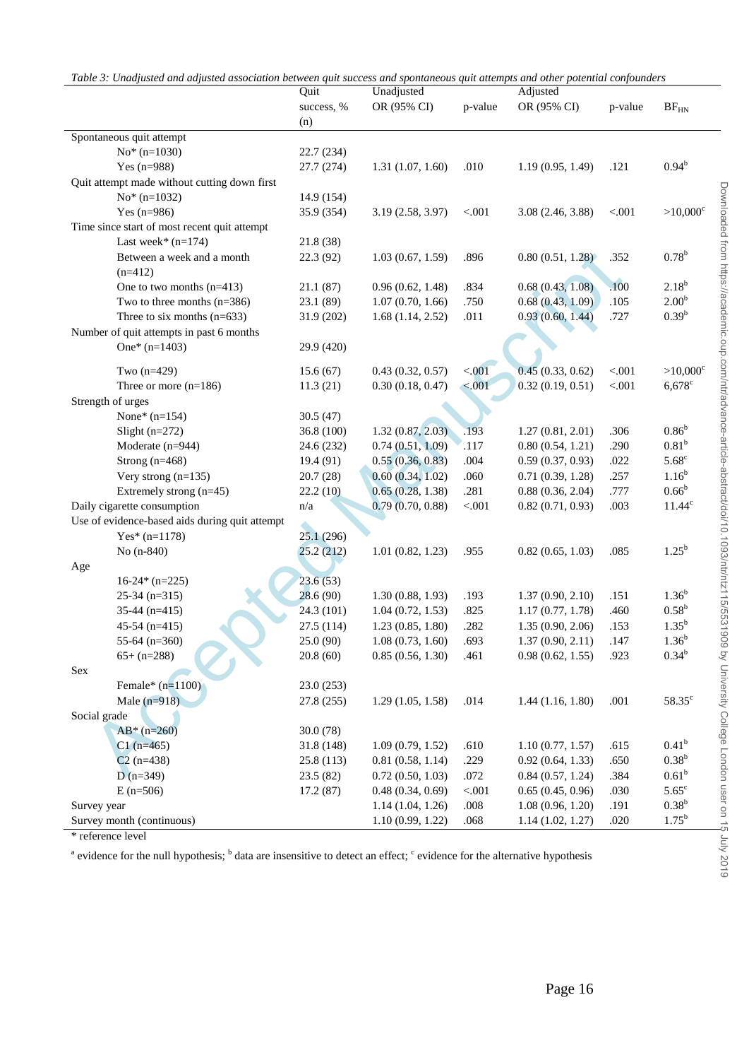*Table 3: Unadjusted and adjusted association between quit success and spontaneous quit attempts and other potential confounders*

| | Quit success, % (n) | Unadjusted OR (95% CI) | p-value | Adjusted OR (95% CI) | p-value | $BF_{HN}$ |
|---|---|---|---|---|---|---|
| Spontaneous quit attempt | | | | | | |
| No* (n=1030) | 22.7 (234) | | | | | |
| Yes (n=988) | 27.7 (274) | 1.31 (1.07, 1.60) | .010 | 1.19 (0.95, 1.49) | .121 | 0.94[b] |
| Quit attempt made without cutting down first | | | | | | |
| No* (n=1032) | 14.9 (154) | | | | | |
| Yes (n=986) | 35.9 (354) | 3.19 (2.58, 3.97) | <.001 | 3.08 (2.46, 3.88) | <.001 | >10,000[c] |
| Time since start of most recent quit attempt | | | | | | |
| Last week* (n=174) | 21.8 (38) | | | | | |
| Between a week and a month (n=412) | 22.3 (92) | 1.03 (0.67, 1.59) | .896 | 0.80 (0.51, 1.28) | .352 | 0.78[b] |
| One to two months (n=413) | 21.1 (87) | 0.96 (0.62, 1.48) | .834 | 0.68 (0.43, 1.08) | .100 | 2.18[b] |
| Two to three months (n=386) | 23.1 (89) | 1.07 (0.70, 1.66) | .750 | 0.68 (0.43, 1.09) | .105 | 2.00[b] |
| Three to six months (n=633) | 31.9 (202) | 1.68 (1.14, 2.52) | .011 | 0.93 (0.60, 1.44) | .727 | 0.39[b] |
| Number of quit attempts in past 6 months | | | | | | |
| One* (n=1403) | 29.9 (420) | | | | | |
| Two (n=429) | 15.6 (67) | 0.43 (0.32, 0.57) | <.001 | 0.45 (0.33, 0.62) | <.001 | >10,000[c] |
| Three or more (n=186) | 11.3 (21) | 0.30 (0.18, 0.47) | <.001 | 0.32 (0.19, 0.51) | <.001 | 6,678[c] |
| Strength of urges | | | | | | |
| None* (n=154) | 30.5 (47) | | | | | |
| Slight (n=272) | 36.8 (100) | 1.32 (0.87, 2.03) | .193 | 1.27 (0.81, 2.01) | .306 | 0.86[b] |
| Moderate (n=944) | 24.6 (232) | 0.74 (0.51, 1.09) | .117 | 0.80 (0.54, 1.21) | .290 | 0.81[b] |
| Strong (n=468) | 19.4 (91) | 0.55 (0.36, 0.83) | .004 | 0.59 (0.37, 0.93) | .022 | 5.68[c] |
| Very strong (n=135) | 20.7 (28) | 0.60 (0.34, 1.02) | .060 | 0.71 (0.39, 1.28) | .257 | 1.16[b] |
| Extremely strong (n=45) | 22.2 (10) | 0.65 (0.28, 1.38) | .281 | 0.88 (0.36, 2.04) | .777 | 0.66[b] |
| Daily cigarette consumption | n/a | 0.79 (0.70, 0.88) | <.001 | 0.82 (0.71, 0.93) | .003 | 11.44[c] |
| Use of evidence-based aids during quit attempt | | | | | | |
| Yes* (n=1178) | 25.1 (296) | | | | | |
| No (n-840) | 25.2 (212) | 1.01 (0.82, 1.23) | .955 | 0.82 (0.65, 1.03) | .085 | 1.25[b] |
| Age | | | | | | |
| 16-24* (n=225) | 23.6 (53) | | | | | |
| 25-34 (n=315) | 28.6 (90) | 1.30 (0.88, 1.93) | .193 | 1.37 (0.90, 2.10) | .151 | 1.36[b] |
| 35-44 (n=415) | 24.3 (101) | 1.04 (0.72, 1.53) | .825 | 1.17 (0.77, 1.78) | .460 | 0.58[b] |
| 45-54 (n=415) | 27.5 (114) | 1.23 (0.85, 1.80) | .282 | 1.35 (0.90, 2.06) | .153 | 1.35[b] |
| 55-64 (n=360) | 25.0 (90) | 1.08 (0.73, 1.60) | .693 | 1.37 (0.90, 2.11) | .147 | 1.36[b] |
| 65+ (n=288) | 20.8 (60) | 0.85 (0.56, 1.30) | .461 | 0.98 (0.62, 1.55) | .923 | 0.34[b] |
| Sex | | | | | | |
| Female* (n=1100) | 23.0 (253) | | | | | |
| Male (n=918) | 27.8 (255) | 1.29 (1.05, 1.58) | .014 | 1.44 (1.16, 1.80) | .001 | 58.35[c] |
| Social grade | | | | | | |
| AB* (n=260) | 30.0 (78) | | | | | |
| C1 (n=465) | 31.8 (148) | 1.09 (0.79, 1.52) | .610 | 1.10 (0.77, 1.57) | .615 | 0.41[b] |
| C2 (n=438) | 25.8 (113) | 0.81 (0.58, 1.14) | .229 | 0.92 (0.64, 1.33) | .650 | 0.38[b] |
| D (n=349) | 23.5 (82) | 0.72 (0.50, 1.03) | .072 | 0.84 (0.57, 1.24) | .384 | 0.61[b] |
| E (n=506) | 17.2 (87) | 0.48 (0.34, 0.69) | <.001 | 0.65 (0.45, 0.96) | .030 | 5.65[c] |
| Survey year | | 1.14 (1.04, 1.26) | .008 | 1.08 (0.96, 1.20) | .191 | 0.38[b] |
| Survey month (continuous) | | 1.10 (0.99, 1.22) | .068 | 1.14 (1.02, 1.27) | .020 | 1.75[b] |

* reference level

[a] evidence for the null hypothesis; [b] data are insensitive to detect an effect; [c] evidence for the alternative hypothesis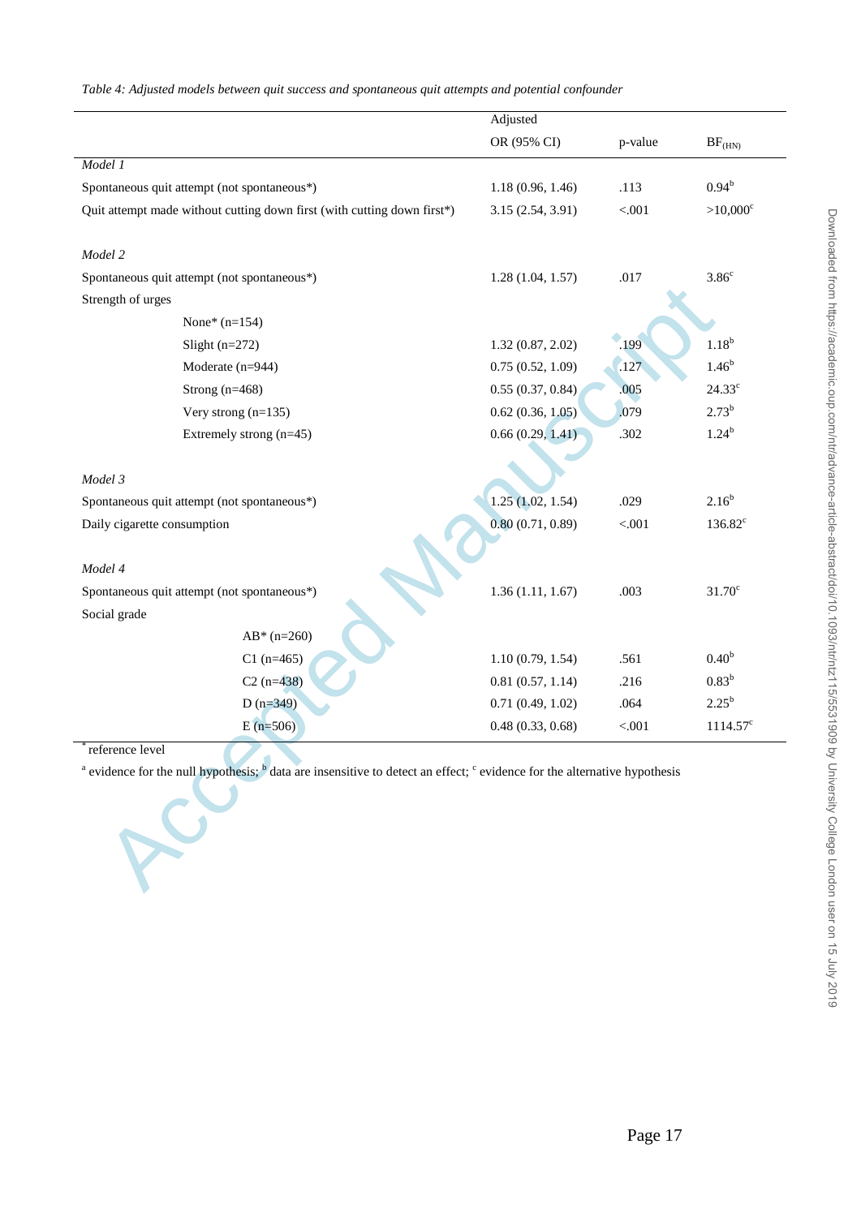*Table 4: Adjusted models between quit success and spontaneous quit attempts and potential confounder*

| | Adjusted OR (95% CI) | p-value | $BF_{(HN)}$ |
|---|---|---|---|
| *Model 1* | | | |
| Spontaneous quit attempt (not spontaneous*) | 1.18 (0.96, 1.46) | .113 | 0.94[b] |
| Quit attempt made without cutting down first (with cutting down first*) | 3.15 (2.54, 3.91) | <.001 | >10,000[c] |
| *Model 2* | | | |
| Spontaneous quit attempt (not spontaneous*) | 1.28 (1.04, 1.57) | .017 | 3.86[c] |
| Strength of urges | | | |
| None* (n=154) | | | |
| Slight (n=272) | 1.32 (0.87, 2.02) | .199 | 1.18[b] |
| Moderate (n=944) | 0.75 (0.52, 1.09) | .127 | 1.46[b] |
| Strong (n=468) | 0.55 (0.37, 0.84) | .005 | 24.33[c] |
| Very strong (n=135) | 0.62 (0.36, 1.05) | .079 | 2.73[b] |
| Extremely strong (n=45) | 0.66 (0.29, 1.41) | .302 | 1.24[b] |
| *Model 3* | | | |
| Spontaneous quit attempt (not spontaneous*) | 1.25 (1.02, 1.54) | .029 | 2.16[b] |
| Daily cigarette consumption | 0.80 (0.71, 0.89) | <.001 | 136.82[c] |
| *Model 4* | | | |
| Spontaneous quit attempt (not spontaneous*) | 1.36 (1.11, 1.67) | .003 | 31.70[c] |
| Social grade | | | |
| AB* (n=260) | | | |
| C1 (n=465) | 1.10 (0.79, 1.54) | .561 | 0.40[b] |
| C2 (n=438) | 0.81 (0.57, 1.14) | .216 | 0.83[b] |
| D (n=349) | 0.71 (0.49, 1.02) | .064 | 2.25[b] |
| E (n=506) | 0.48 (0.33, 0.68) | <.001 | 1114.57[c] |

* reference level

[a] evidence for the null hypothesis; [b] data are insensitive to detect an effect; [c] evidence for the alternative hypothesis